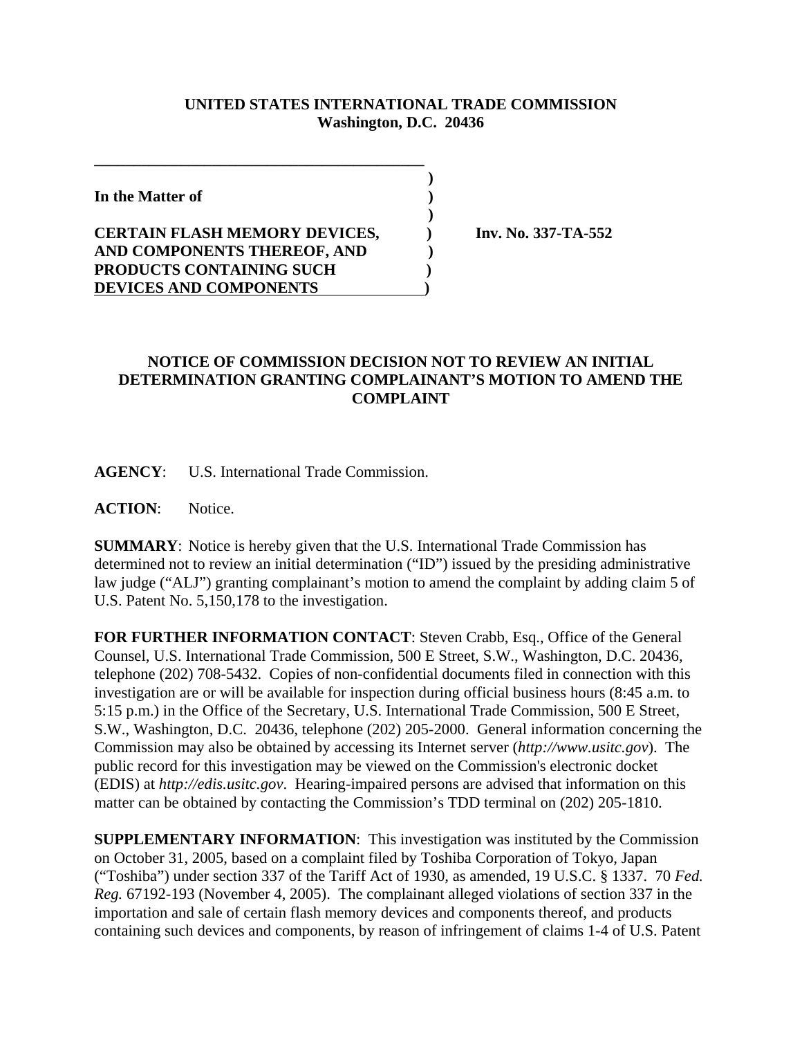**UNITED STATES INTERNATIONAL TRADE COMMISSION**
**Washington, D.C. 20436**

| | | |
|---|---|---|
| **In the Matter of** | ) | |
| **CERTAIN FLASH MEMORY DEVICES, AND COMPONENTS THEREOF, AND PRODUCTS CONTAINING SUCH DEVICES AND COMPONENTS** | ) | **Inv. No. 337-TA-552** |

## NOTICE OF COMMISSION DECISION NOT TO REVIEW AN INITIAL DETERMINATION GRANTING COMPLAINANT'S MOTION TO AMEND THE COMPLAINT

**AGENCY**: U.S. International Trade Commission.

**ACTION**: Notice.

**SUMMARY**: Notice is hereby given that the U.S. International Trade Commission has determined not to review an initial determination ("ID") issued by the presiding administrative law judge ("ALJ") granting complainant's motion to amend the complaint by adding claim 5 of U.S. Patent No. 5,150,178 to the investigation.

**FOR FURTHER INFORMATION CONTACT**: Steven Crabb, Esq., Office of the General Counsel, U.S. International Trade Commission, 500 E Street, S.W., Washington, D.C. 20436, telephone (202) 708-5432. Copies of non-confidential documents filed in connection with this investigation are or will be available for inspection during official business hours (8:45 a.m. to 5:15 p.m.) in the Office of the Secretary, U.S. International Trade Commission, 500 E Street, S.W., Washington, D.C. 20436, telephone (202) 205-2000. General information concerning the Commission may also be obtained by accessing its Internet server (*http://www.usitc.gov*). The public record for this investigation may be viewed on the Commission's electronic docket (EDIS) at *http://edis.usitc.gov*. Hearing-impaired persons are advised that information on this matter can be obtained by contacting the Commission's TDD terminal on (202) 205-1810.

**SUPPLEMENTARY INFORMATION**: This investigation was instituted by the Commission on October 31, 2005, based on a complaint filed by Toshiba Corporation of Tokyo, Japan ("Toshiba") under section 337 of the Tariff Act of 1930, as amended, 19 U.S.C. § 1337. 70 *Fed. Reg.* 67192-193 (November 4, 2005). The complainant alleged violations of section 337 in the importation and sale of certain flash memory devices and components thereof, and products containing such devices and components, by reason of infringement of claims 1-4 of U.S. Patent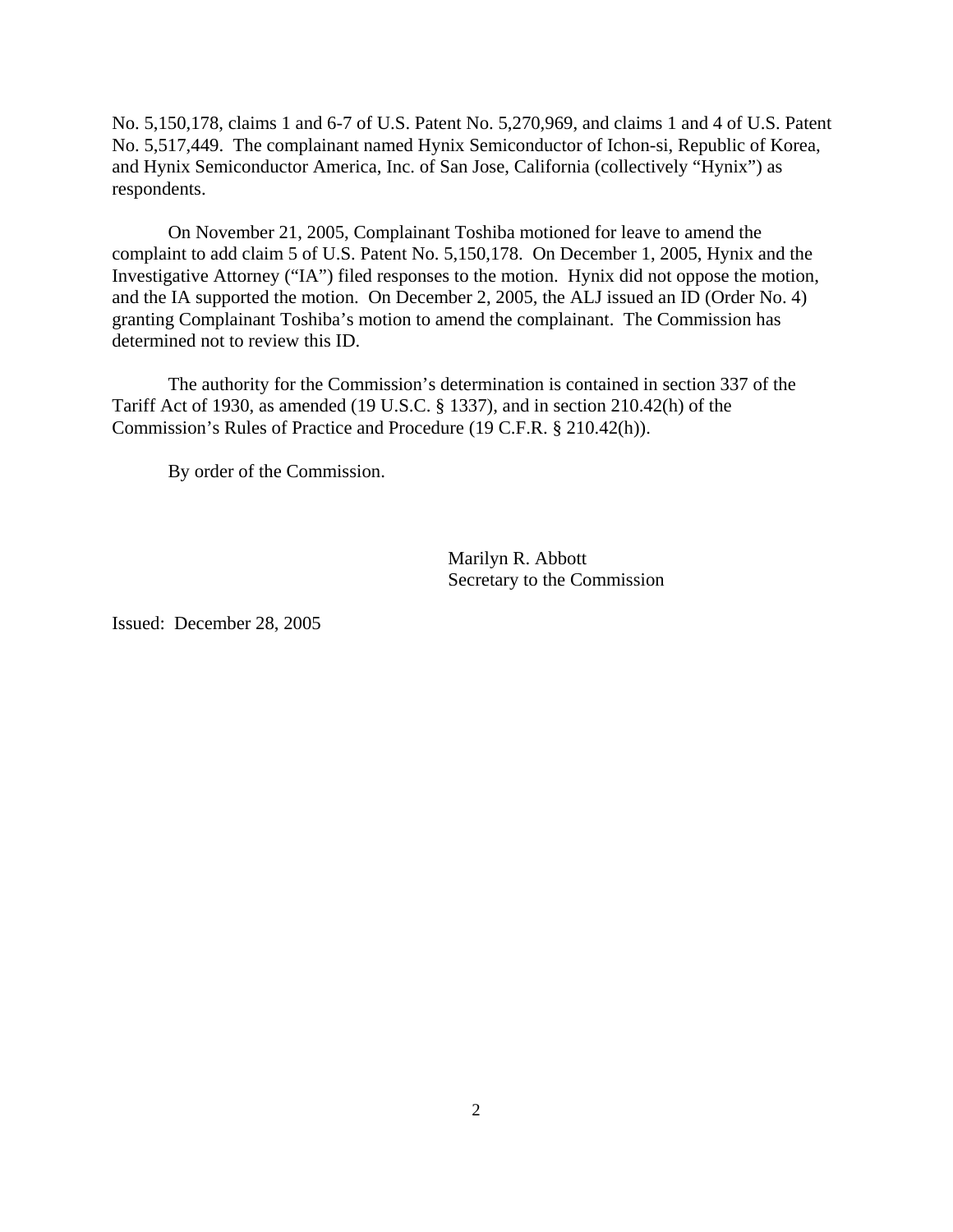No. 5,150,178, claims 1 and 6-7 of U.S. Patent No. 5,270,969, and claims 1 and 4 of U.S. Patent No. 5,517,449. The complainant named Hynix Semiconductor of Ichon-si, Republic of Korea, and Hynix Semiconductor America, Inc. of San Jose, California (collectively "Hynix") as respondents.

On November 21, 2005, Complainant Toshiba motioned for leave to amend the complaint to add claim 5 of U.S. Patent No. 5,150,178. On December 1, 2005, Hynix and the Investigative Attorney ("IA") filed responses to the motion. Hynix did not oppose the motion, and the IA supported the motion. On December 2, 2005, the ALJ issued an ID (Order No. 4) granting Complainant Toshiba's motion to amend the complainant. The Commission has determined not to review this ID.

The authority for the Commission's determination is contained in section 337 of the Tariff Act of 1930, as amended (19 U.S.C. § 1337), and in section 210.42(h) of the Commission's Rules of Practice and Procedure (19 C.F.R. § 210.42(h)).

By order of the Commission.

Marilyn R. Abbott
Secretary to the Commission

Issued: December 28, 2005